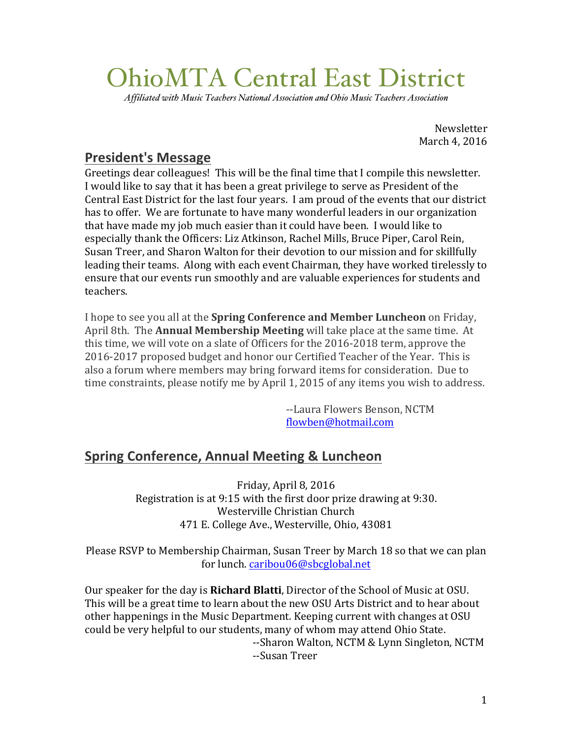# OhioMTA Central East District

*Affiliated with Music Teachers National Association and Ohio Music Teachers Association*

Newsletter
March 4, 2016

## President's Message

Greetings dear colleagues! This will be the final time that I compile this newsletter. I would like to say that it has been a great privilege to serve as President of the Central East District for the last four years. I am proud of the events that our district has to offer. We are fortunate to have many wonderful leaders in our organization that have made my job much easier than it could have been. I would like to especially thank the Officers: Liz Atkinson, Rachel Mills, Bruce Piper, Carol Rein, Susan Treer, and Sharon Walton for their devotion to our mission and for skillfully leading their teams. Along with each event Chairman, they have worked tirelessly to ensure that our events run smoothly and are valuable experiences for students and teachers.

I hope to see you all at the **Spring Conference and Member Luncheon** on Friday, April 8th. The **Annual Membership Meeting** will take place at the same time. At this time, we will vote on a slate of Officers for the 2016-2018 term, approve the 2016-2017 proposed budget and honor our Certified Teacher of the Year. This is also a forum where members may bring forward items for consideration. Due to time constraints, please notify me by April 1, 2015 of any items you wish to address.

--Laura Flowers Benson, NCTM
flowben@hotmail.com

## Spring Conference, Annual Meeting & Luncheon

Friday, April 8, 2016
Registration is at 9:15 with the first door prize drawing at 9:30.
Westerville Christian Church
471 E. College Ave., Westerville, Ohio, 43081

Please RSVP to Membership Chairman, Susan Treer by March 18 so that we can plan for lunch. caribou06@sbcglobal.net

Our speaker for the day is **Richard Blatti**, Director of the School of Music at OSU. This will be a great time to learn about the new OSU Arts District and to hear about other happenings in the Music Department. Keeping current with changes at OSU could be very helpful to our students, many of whom may attend Ohio State.

--Sharon Walton, NCTM & Lynn Singleton, NCTM
--Susan Treer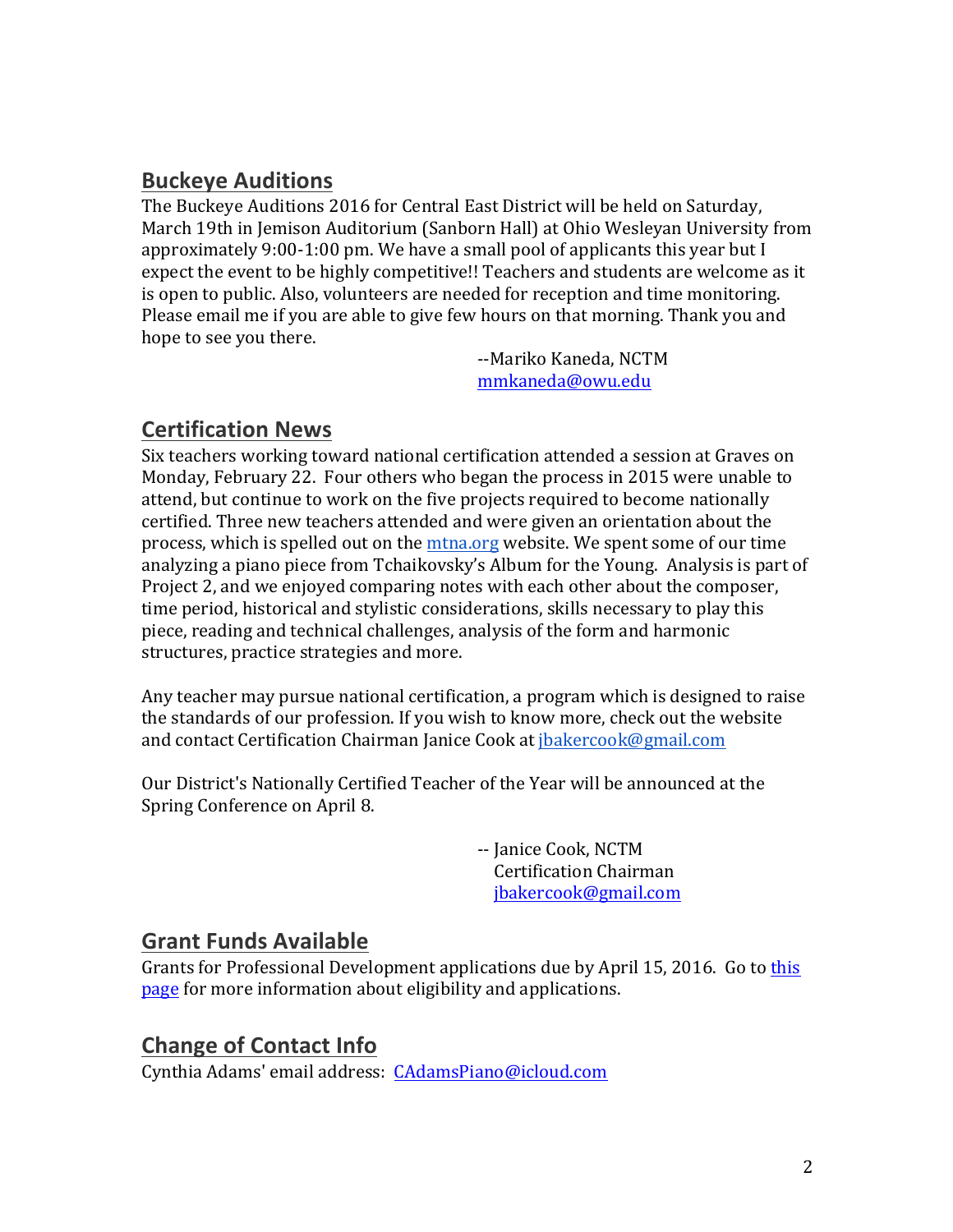## Buckeye Auditions

The Buckeye Auditions 2016 for Central East District will be held on Saturday, March 19th in Jemison Auditorium (Sanborn Hall) at Ohio Wesleyan University from approximately 9:00-1:00 pm. We have a small pool of applicants this year but I expect the event to be highly competitive!! Teachers and students are welcome as it is open to public. Also, volunteers are needed for reception and time monitoring. Please email me if you are able to give few hours on that morning. Thank you and hope to see you there.

--Mariko Kaneda, NCTM
mmkaneda@owu.edu

## Certification News

Six teachers working toward national certification attended a session at Graves on Monday, February 22. Four others who began the process in 2015 were unable to attend, but continue to work on the five projects required to become nationally certified. Three new teachers attended and were given an orientation about the process, which is spelled out on the mtna.org website. We spent some of our time analyzing a piano piece from Tchaikovsky's Album for the Young. Analysis is part of Project 2, and we enjoyed comparing notes with each other about the composer, time period, historical and stylistic considerations, skills necessary to play this piece, reading and technical challenges, analysis of the form and harmonic structures, practice strategies and more.

Any teacher may pursue national certification, a program which is designed to raise the standards of our profession. If you wish to know more, check out the website and contact Certification Chairman Janice Cook at jbakercook@gmail.com

Our District's Nationally Certified Teacher of the Year will be announced at the Spring Conference on April 8.

-- Janice Cook, NCTM
Certification Chairman
jbakercook@gmail.com

## Grant Funds Available

Grants for Professional Development applications due by April 15, 2016. Go to this page for more information about eligibility and applications.

## Change of Contact Info

Cynthia Adams' email address: CAdamsPiano@icloud.com